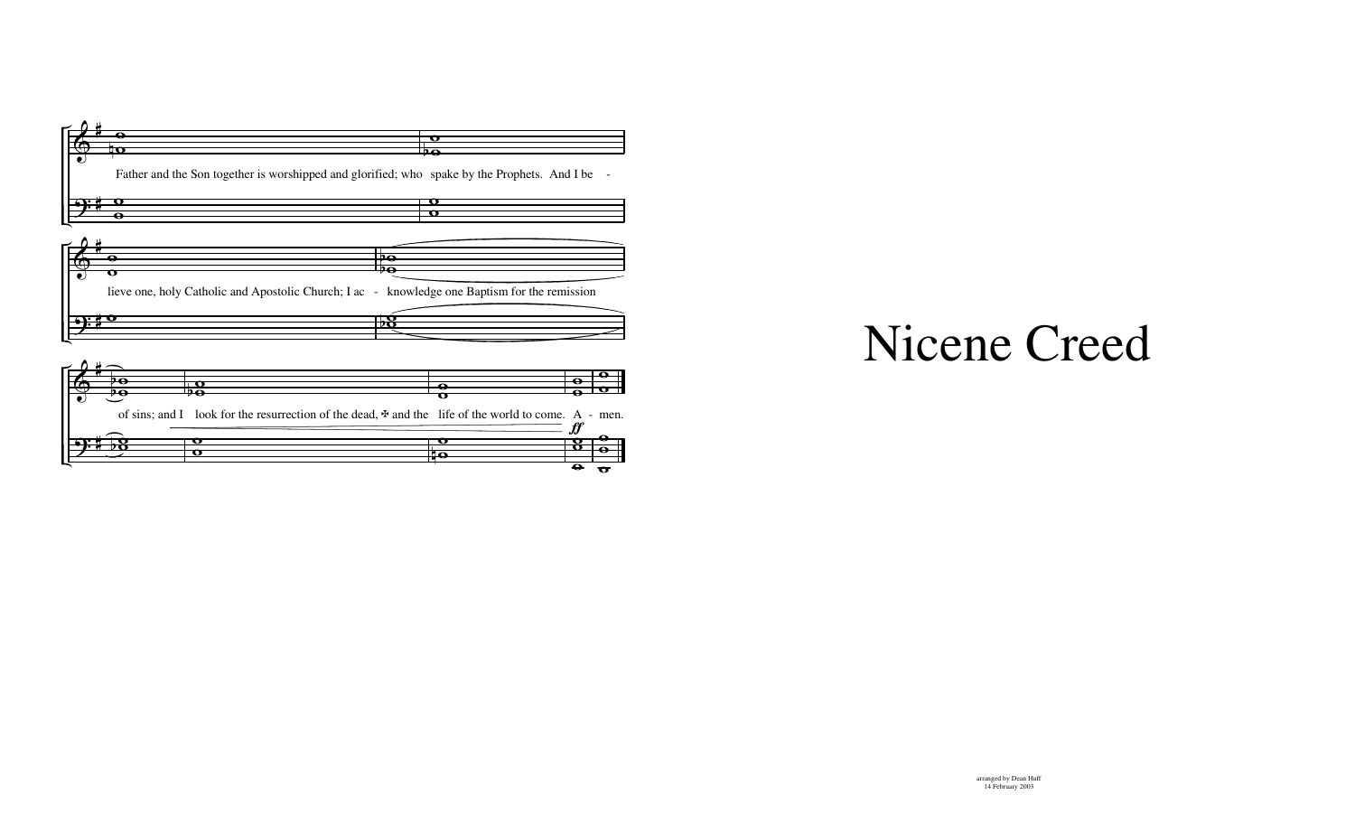Father and the Son together is worshipped and glorified; who spake by the Prophets. And I be - lieve one, holy Catholic and Apostolic Church; I ac - knowledge one Baptism for the remission of sins; and I look for the resurrection of the dead, ✠ and the life of the world to come. A - men.

*ff*

# Nicene Creed

arranged by Dean Huff
14 February 2003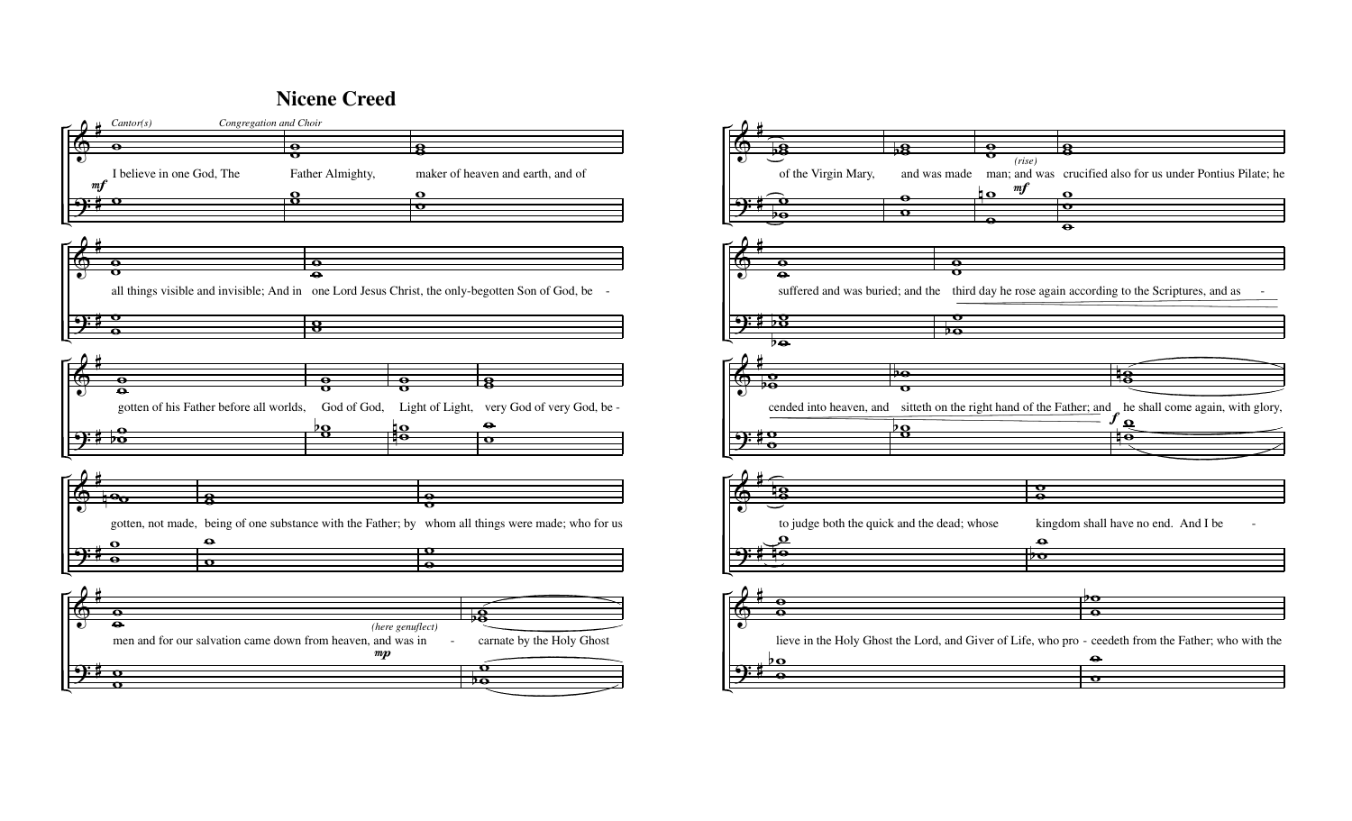# Nicene Creed

*Cantor(s)* *Congregation and Choir*

*mf*

I believe in one God, The Father Almighty, maker of heaven and earth, and of all things visible and invisible; And in one Lord Jesus Christ, the only-begotten Son of God, be - gotten of his Father before all worlds, God of God, Light of Light, very God of very God, be - gotten, not made, being of one substance with the Father; by whom all things were made; who for us men and for our salvation came down from heaven, and was in - carnate by the Holy Ghost

*(here genuflect)*

*mp*

of the Virgin Mary, and was made man; and was crucified also for us under Pontius Pilate; he suffered and was buried; and the third day he rose again according to the Scriptures, and as - cended into heaven, and sitteth on the right hand of the Father; and he shall come again, with glory, to judge both the quick and the dead; whose kingdom shall have no end. And I be - lieve in the Holy Ghost the Lord, and Giver of Life, who pro - ceedeth from the Father; who with the

*(rise)*

*mf*

*f*